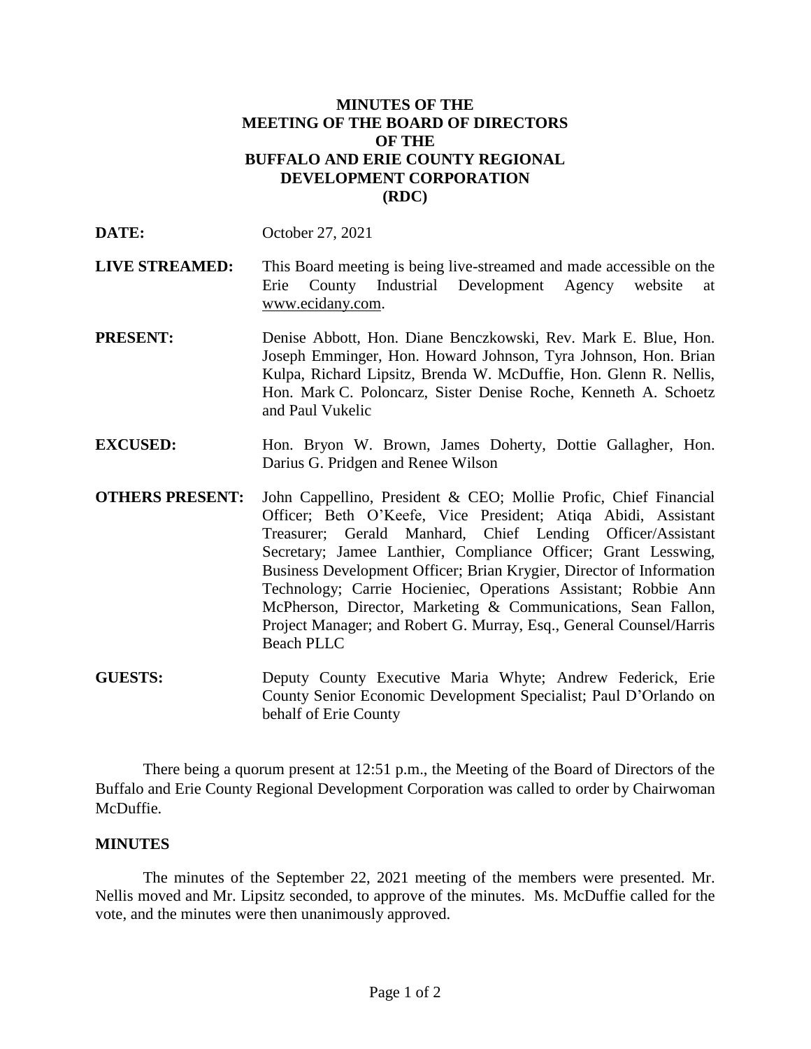**MINUTES OF THE
MEETING OF THE BOARD OF DIRECTORS
OF THE
BUFFALO AND ERIE COUNTY REGIONAL
DEVELOPMENT CORPORATION
(RDC)**

**DATE:** October 27, 2021

**LIVE STREAMED:** This Board meeting is being live-streamed and made accessible on the Erie County Industrial Development Agency website at www.ecidany.com.

**PRESENT:** Denise Abbott, Hon. Diane Benczkowski, Rev. Mark E. Blue, Hon. Joseph Emminger, Hon. Howard Johnson, Tyra Johnson, Hon. Brian Kulpa, Richard Lipsitz, Brenda W. McDuffie, Hon. Glenn R. Nellis, Hon. Mark C. Poloncarz, Sister Denise Roche, Kenneth A. Schoetz and Paul Vukelic

**EXCUSED:** Hon. Bryon W. Brown, James Doherty, Dottie Gallagher, Hon. Darius G. Pridgen and Renee Wilson

**OTHERS PRESENT:** John Cappellino, President & CEO; Mollie Profic, Chief Financial Officer; Beth O'Keefe, Vice President; Atiqa Abidi, Assistant Treasurer; Gerald Manhard, Chief Lending Officer/Assistant Secretary; Jamee Lanthier, Compliance Officer; Grant Lesswing, Business Development Officer; Brian Krygier, Director of Information Technology; Carrie Hocieniec, Operations Assistant; Robbie Ann McPherson, Director, Marketing & Communications, Sean Fallon, Project Manager; and Robert G. Murray, Esq., General Counsel/Harris Beach PLLC

**GUESTS:** Deputy County Executive Maria Whyte; Andrew Federick, Erie County Senior Economic Development Specialist; Paul D'Orlando on behalf of Erie County

There being a quorum present at 12:51 p.m., the Meeting of the Board of Directors of the Buffalo and Erie County Regional Development Corporation was called to order by Chairwoman McDuffie.

## MINUTES

The minutes of the September 22, 2021 meeting of the members were presented. Mr. Nellis moved and Mr. Lipsitz seconded, to approve of the minutes. Ms. McDuffie called for the vote, and the minutes were then unanimously approved.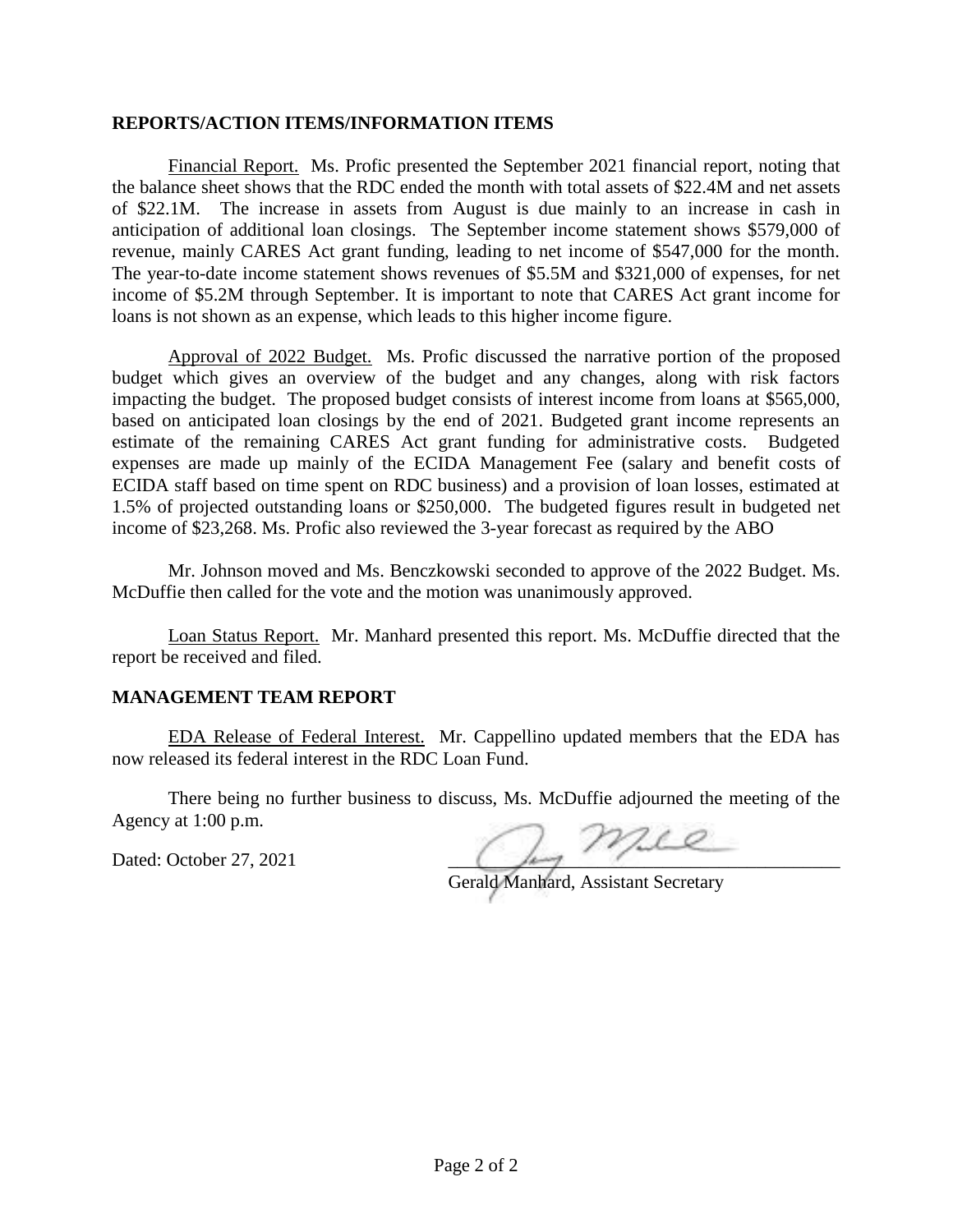## REPORTS/ACTION ITEMS/INFORMATION ITEMS

Financial Report. Ms. Profic presented the September 2021 financial report, noting that the balance sheet shows that the RDC ended the month with total assets of $22.4M and net assets of $22.1M. The increase in assets from August is due mainly to an increase in cash in anticipation of additional loan closings. The September income statement shows $579,000 of revenue, mainly CARES Act grant funding, leading to net income of $547,000 for the month. The year-to-date income statement shows revenues of $5.5M and $321,000 of expenses, for net income of $5.2M through September. It is important to note that CARES Act grant income for loans is not shown as an expense, which leads to this higher income figure.

Approval of 2022 Budget. Ms. Profic discussed the narrative portion of the proposed budget which gives an overview of the budget and any changes, along with risk factors impacting the budget. The proposed budget consists of interest income from loans at $565,000, based on anticipated loan closings by the end of 2021. Budgeted grant income represents an estimate of the remaining CARES Act grant funding for administrative costs. Budgeted expenses are made up mainly of the ECIDA Management Fee (salary and benefit costs of ECIDA staff based on time spent on RDC business) and a provision of loan losses, estimated at 1.5% of projected outstanding loans or $250,000. The budgeted figures result in budgeted net income of $23,268. Ms. Profic also reviewed the 3-year forecast as required by the ABO

Mr. Johnson moved and Ms. Benczkowski seconded to approve of the 2022 Budget. Ms. McDuffie then called for the vote and the motion was unanimously approved.

Loan Status Report. Mr. Manhard presented this report. Ms. McDuffie directed that the report be received and filed.

## MANAGEMENT TEAM REPORT

EDA Release of Federal Interest. Mr. Cappellino updated members that the EDA has now released its federal interest in the RDC Loan Fund.

There being no further business to discuss, Ms. McDuffie adjourned the meeting of the Agency at 1:00 p.m.

Dated: October 27, 2021

Gerald Manhard, Assistant Secretary